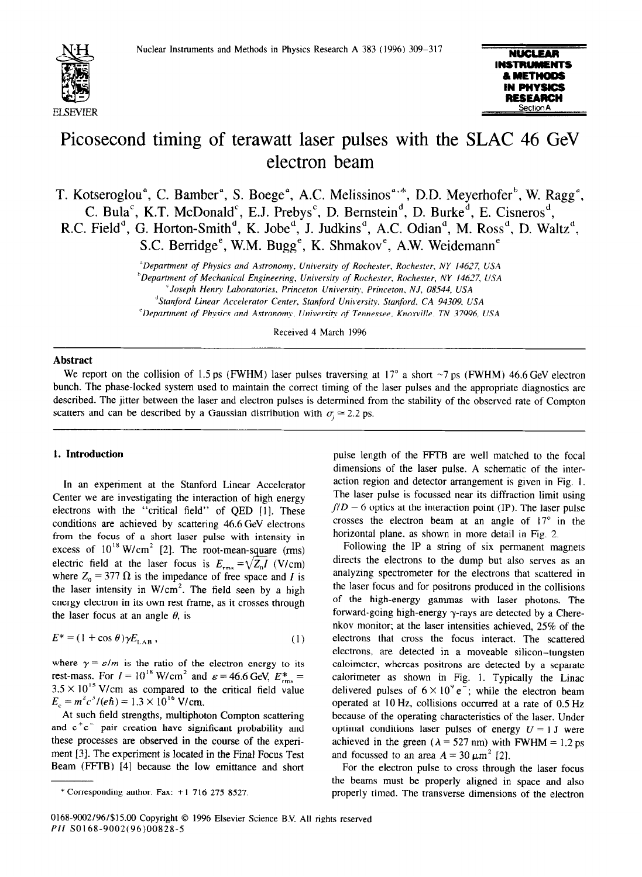# Picosecond timing of terawatt laser pulses with the SLAC 46 GeV electron beam

T. Kotseroglou[a], C. Bamber[a], S. Boege[a], A.C. Melissinos[a,*], D.D. Meyerhofer[b], W. Ragg[a], C. Bula[c], K.T. McDonald[c], E.J. Prebys[c], D. Bernstein[d], D. Burke[d], E. Cisneros[d], R.C. Field[d], G. Horton-Smith[d], K. Jobe[d], J. Judkins[d], A.C. Odian[d], M. Ross[d], D. Waltz[d], S.C. Berridge[e], W.M. Bugg[e], K. Shmakov[e], A.W. Weidemann[e]

[a]Department of Physics and Astronomy, University of Rochester, Rochester, NY 14627, USA
[b]Department of Mechanical Engineering, University of Rochester, Rochester, NY 14627, USA
[c]Joseph Henry Laboratories, Princeton University, Princeton, NJ, 08544, USA
[d]Stanford Linear Accelerator Center, Stanford University, Stanford, CA 94309, USA
[e]Department of Physics and Astronomy, University of Tennessee, Knoxville, TN 37996, USA

Received 4 March 1996

## Abstract

We report on the collision of 1.5 ps (FWHM) laser pulses traversing at 17° a short ~7 ps (FWHM) 46.6 GeV electron bunch. The phase-locked system used to maintain the correct timing of the laser pulses and the appropriate diagnostics are described. The jitter between the laser and electron pulses is determined from the stability of the observed rate of Compton scatters and can be described by a Gaussian distribution with $\sigma_j \simeq 2.2$ ps.

## 1. Introduction

In an experiment at the Stanford Linear Accelerator Center we are investigating the interaction of high energy electrons with the "critical field" of QED [1]. These conditions are achieved by scattering 46.6 GeV electrons from the focus of a short laser pulse with intensity in excess of $10^{18}$ W/cm$^2$ [2]. The root-mean-square (rms) electric field at the laser focus is $E_{rms} = \sqrt{Z_0 I}$ (V/cm) where $Z_0 = 377\ \Omega$ is the impedance of free space and $I$ is the laser intensity in W/cm$^2$. The field seen by a high energy electron in its own rest frame, as it crosses through the laser focus at an angle $\theta$, is

$$E^* = (1 + \cos\theta)\gamma E_{LAB}\,, \tag{1}$$

where $\gamma = \varepsilon/m$ is the ratio of the electron energy to its rest-mass. For $I = 10^{18}$ W/cm$^2$ and $\varepsilon = 46.6$ GeV, $E^*_{rms} = 3.5 \times 10^{15}$ V/cm as compared to the critical field value $E_c = m^2c^3/(e\hbar) = 1.3 \times 10^{16}$ V/cm.

At such field strengths, multiphoton Compton scattering and $e^+e^-$ pair creation have significant probability and these processes are observed in the course of the experiment [3]. The experiment is located in the Final Focus Test Beam (FFTB) [4] because the low emittance and short pulse length of the FFTB are well matched to the focal dimensions of the laser pulse. A schematic of the interaction region and detector arrangement is given in Fig. 1. The laser pulse is focussed near its diffraction limit using $f/D = 6$ optics at the interaction point (IP). The laser pulse crosses the electron beam at an angle of 17° in the horizontal plane, as shown in more detail in Fig. 2.

Following the IP a string of six permanent magnets directs the electrons to the dump but also serves as an analyzing spectrometer for the electrons that scattered in the laser focus and for positrons produced in the collisions of the high-energy gammas with laser photons. The forward-going high-energy $\gamma$-rays are detected by a Cherenkov monitor; at the laser intensities achieved, 25% of the electrons that cross the focus interact. The scattered electrons, are detected in a moveable silicon–tungsten calorimeter, whereas positrons are detected by a separate calorimeter as shown in Fig. 1. Typically the Linac delivered pulses of $6 \times 10^9\ e^-$; while the electron beam operated at 10 Hz, collisions occurred at a rate of 0.5 Hz because of the operating characteristics of the laser. Under optimal conditions laser pulses of energy $U = 1$ J were achieved in the green ($\lambda = 527$ nm) with FWHM = 1.2 ps and focussed to an area $A = 30\ \mu$m$^2$ [2].

For the electron pulse to cross through the laser focus the beams must be properly aligned in space and also properly timed. The transverse dimensions of the electron

* Corresponding author. Fax: +1 716 275 8527.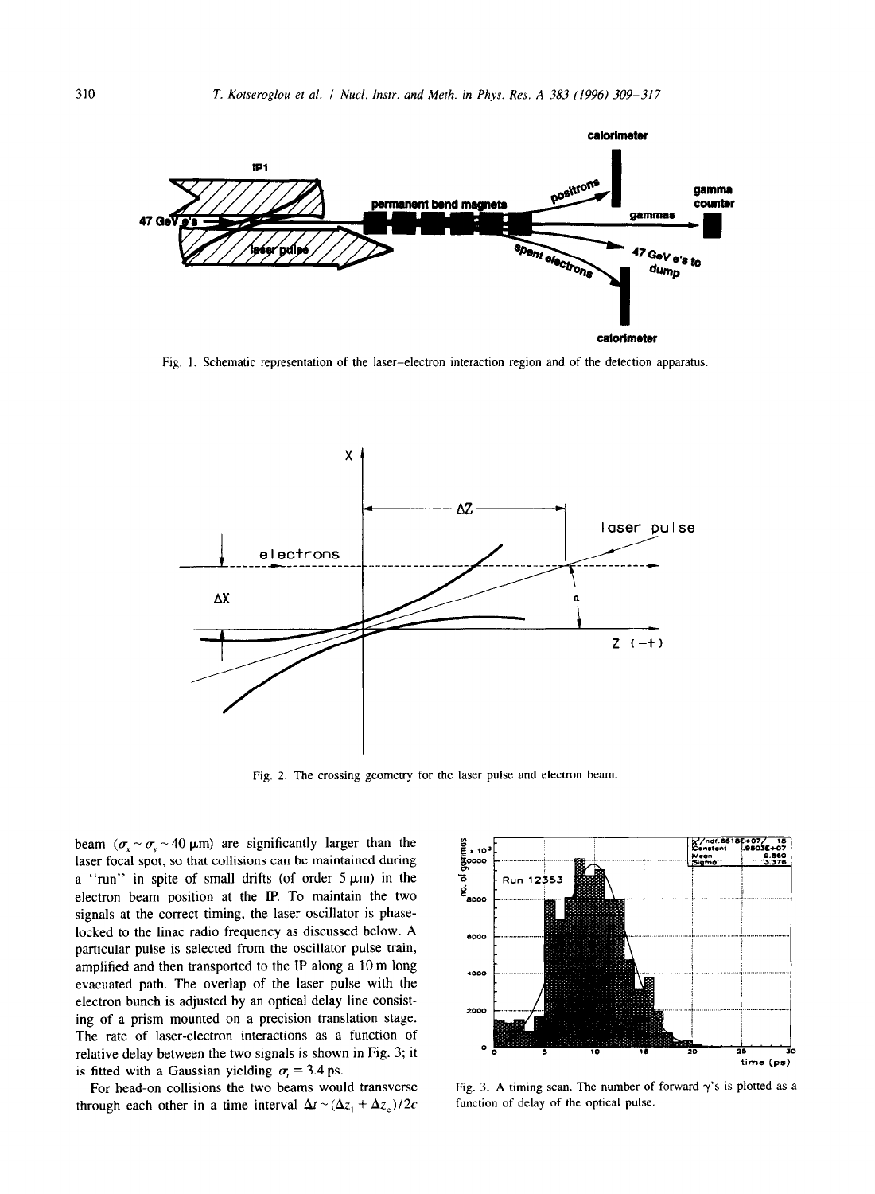Fig. 1. Schematic representation of the laser–electron interaction region and of the detection apparatus.

Fig. 2. The crossing geometry for the laser pulse and electron beam.

beam ($\sigma_x \sim \sigma_y \sim 40$ μm) are significantly larger than the laser focal spot, so that collisions can be maintained during a "run" in spite of small drifts (of order 5 μm) in the electron beam position at the IP. To maintain the two signals at the correct timing, the laser oscillator is phase-locked to the linac radio frequency as discussed below. A particular pulse is selected from the oscillator pulse train, amplified and then transported to the IP along a 10 m long evacuated path. The overlap of the laser pulse with the electron bunch is adjusted by an optical delay line consisting of a prism mounted on a precision translation stage. The rate of laser-electron interactions as a function of relative delay between the two signals is shown in Fig. 3; it is fitted with a Gaussian yielding $\sigma_t = 3.4$ ps.

For head-on collisions the two beams would transverse through each other in a time interval $\Delta t \sim (\Delta z_l + \Delta z_e)/2c$

Fig. 3. A timing scan. The number of forward γ's is plotted as a function of delay of the optical pulse.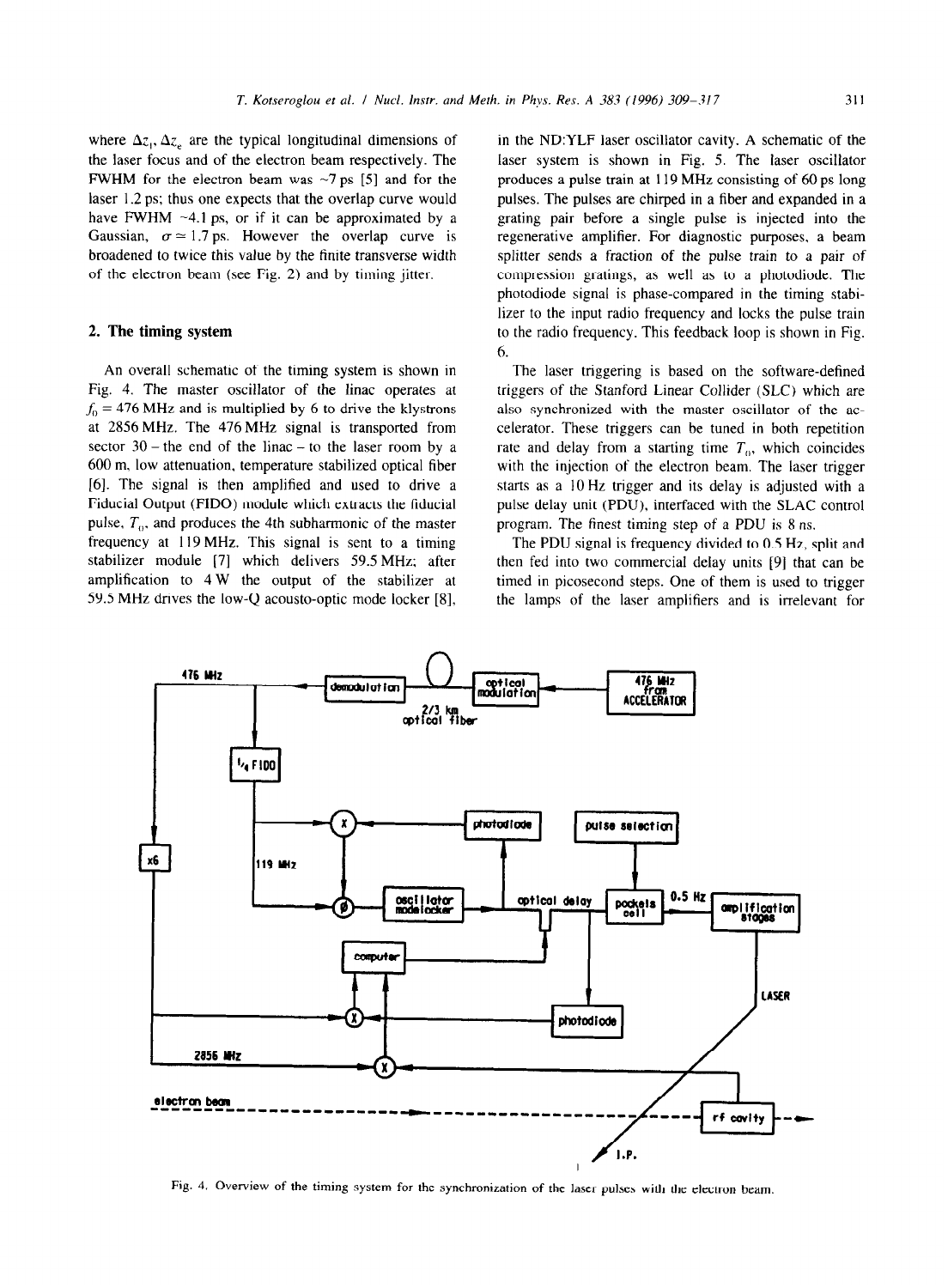where $\Delta z_l$, $\Delta z_e$ are the typical longitudinal dimensions of the laser focus and of the electron beam respectively. The FWHM for the electron beam was ~7 ps [5] and for the laser 1.2 ps; thus one expects that the overlap curve would have FWHM ~4.1 ps, or if it can be approximated by a Gaussian, $\sigma \simeq 1.7$ ps. However the overlap curve is broadened to twice this value by the finite transverse width of the electron beam (see Fig. 2) and by timing jitter.

## 2. The timing system

An overall schematic of the timing system is shown in Fig. 4. The master oscillator of the linac operates at $f_0 = 476$ MHz and is multiplied by 6 to drive the klystrons at 2856 MHz. The 476 MHz signal is transported from sector 30 – the end of the linac – to the laser room by a 600 m, low attenuation, temperature stabilized optical fiber [6]. The signal is then amplified and used to drive a Fiducial Output (FIDO) module which extracts the fiducial pulse, $T_0$, and produces the 4th subharmonic of the master frequency at 119 MHz. This signal is sent to a timing stabilizer module [7] which delivers 59.5 MHz; after amplification to 4 W the output of the stabilizer at 59.5 MHz drives the low-Q acousto-optic mode locker [8], in the ND:YLF laser oscillator cavity. A schematic of the laser system is shown in Fig. 5. The laser oscillator produces a pulse train at 119 MHz consisting of 60 ps long pulses. The pulses are chirped in a fiber and expanded in a grating pair before a single pulse is injected into the regenerative amplifier. For diagnostic purposes, a beam splitter sends a fraction of the pulse train to a pair of compression gratings, as well as to a photodiode. The photodiode signal is phase-compared in the timing stabilizer to the input radio frequency and locks the pulse train to the radio frequency. This feedback loop is shown in Fig. 6.

The laser triggering is based on the software-defined triggers of the Stanford Linear Collider (SLC) which are also synchronized with the master oscillator of the accelerator. These triggers can be tuned in both repetition rate and delay from a starting time $T_0$, which coincides with the injection of the electron beam. The laser trigger starts as a 10 Hz trigger and its delay is adjusted with a pulse delay unit (PDU), interfaced with the SLAC control program. The finest timing step of a PDU is 8 ns.

The PDU signal is frequency divided to 0.5 Hz, split and then fed into two commercial delay units [9] that can be timed in picosecond steps. One of them is used to trigger the lamps of the laser amplifiers and is irrelevant for

Fig. 4. Overview of the timing system for the synchronization of the laser pulses with the electron beam.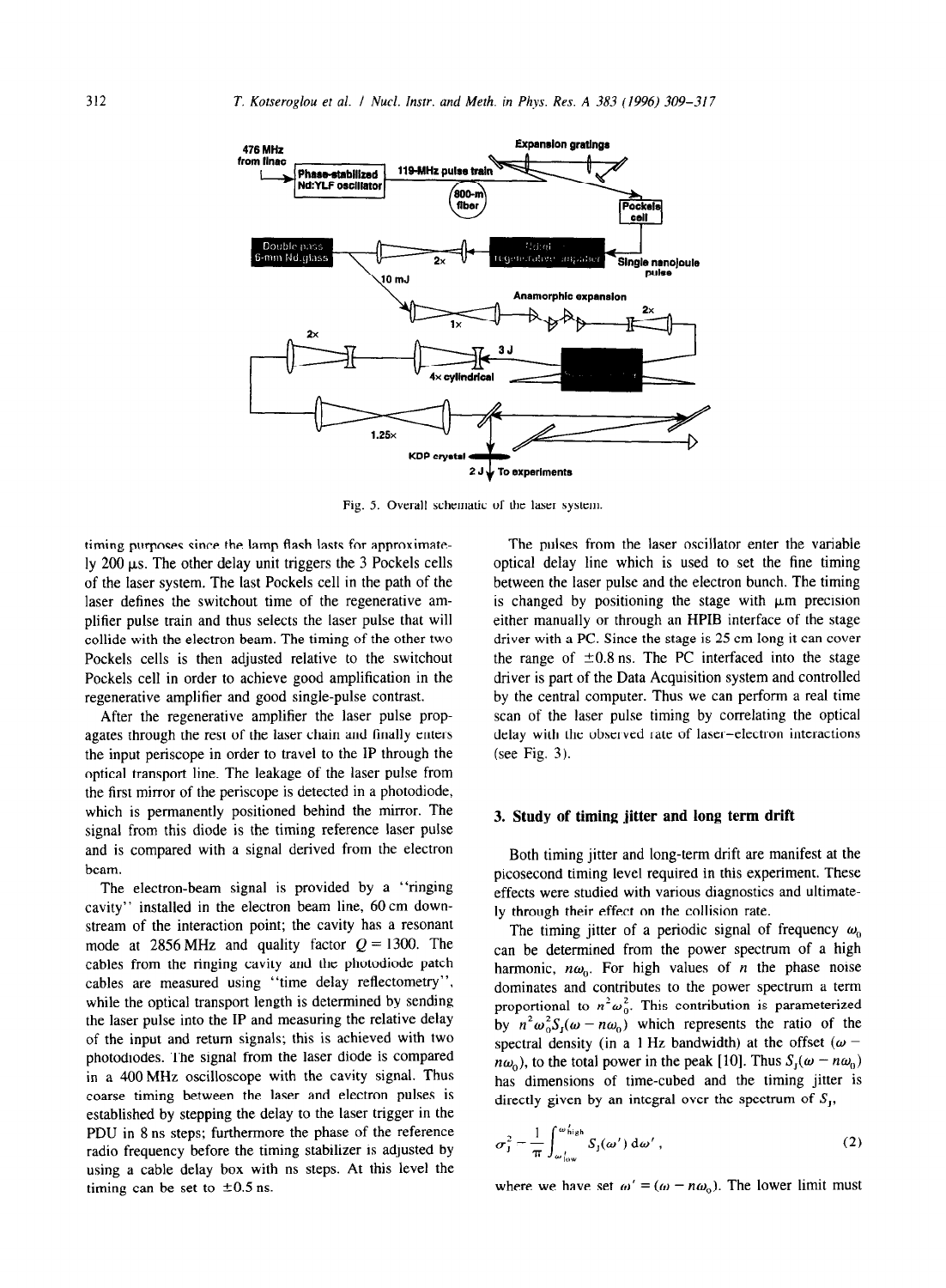Fig. 5. Overall schematic of the laser system.

timing purposes since the lamp flash lasts for approximately 200 μs. The other delay unit triggers the 3 Pockels cells of the laser system. The last Pockels cell in the path of the laser defines the switchout time of the regenerative amplifier pulse train and thus selects the laser pulse that will collide with the electron beam. The timing of the other two Pockels cells is then adjusted relative to the switchout Pockels cell in order to achieve good amplification in the regenerative amplifier and good single-pulse contrast.

After the regenerative amplifier the laser pulse propagates through the rest of the laser chain and finally enters the input periscope in order to travel to the IP through the optical transport line. The leakage of the laser pulse from the first mirror of the periscope is detected in a photodiode, which is permanently positioned behind the mirror. The signal from this diode is the timing reference laser pulse and is compared with a signal derived from the electron beam.

The electron-beam signal is provided by a "ringing cavity" installed in the electron beam line, 60 cm downstream of the interaction point; the cavity has a resonant mode at 2856 MHz and quality factor $Q = 1300$. The cables from the ringing cavity and the photodiode patch cables are measured using "time delay reflectometry", while the optical transport length is determined by sending the laser pulse into the IP and measuring the relative delay of the input and return signals; this is achieved with two photodiodes. The signal from the laser diode is compared in a 400 MHz oscilloscope with the cavity signal. Thus coarse timing between the laser and electron pulses is established by stepping the delay to the laser trigger in the PDU in 8 ns steps; furthermore the phase of the reference radio frequency before the timing stabilizer is adjusted by using a cable delay box with ns steps. At this level the timing can be set to ±0.5 ns.

The pulses from the laser oscillator enter the variable optical delay line which is used to set the fine timing between the laser pulse and the electron bunch. The timing is changed by positioning the stage with μm precision either manually or through an HPIB interface of the stage driver with a PC. Since the stage is 25 cm long it can cover the range of ±0.8 ns. The PC interfaced into the stage driver is part of the Data Acquisition system and controlled by the central computer. Thus we can perform a real time scan of the laser pulse timing by correlating the optical delay with the observed rate of laser–electron interactions (see Fig. 3).

## 3. Study of timing jitter and long term drift

Both timing jitter and long-term drift are manifest at the picosecond timing level required in this experiment. These effects were studied with various diagnostics and ultimately through their effect on the collision rate.

The timing jitter of a periodic signal of frequency $\omega_0$ can be determined from the power spectrum of a high harmonic, $n\omega_0$. For high values of $n$ the phase noise dominates and contributes to the power spectrum a term proportional to $n^2\omega_0^2$. This contribution is parameterized by $n^2\omega_0^2 S_J(\omega - n\omega_0)$ which represents the ratio of the spectral density (in a 1 Hz bandwidth) at the offset $(\omega - n\omega_0)$, to the total power in the peak [10]. Thus $S_J(\omega - n\omega_0)$ has dimensions of time-cubed and the timing jitter is directly given by an integral over the spectrum of $S_J$,

$$\sigma_J^2 = \frac{1}{\pi}\int_{\omega'_{\mathrm{low}}}^{\omega'_{\mathrm{high}}} S_J(\omega')\,\mathrm{d}\omega' , \tag{2}$$

where we have set $\omega' = (\omega - n\omega_0)$. The lower limit must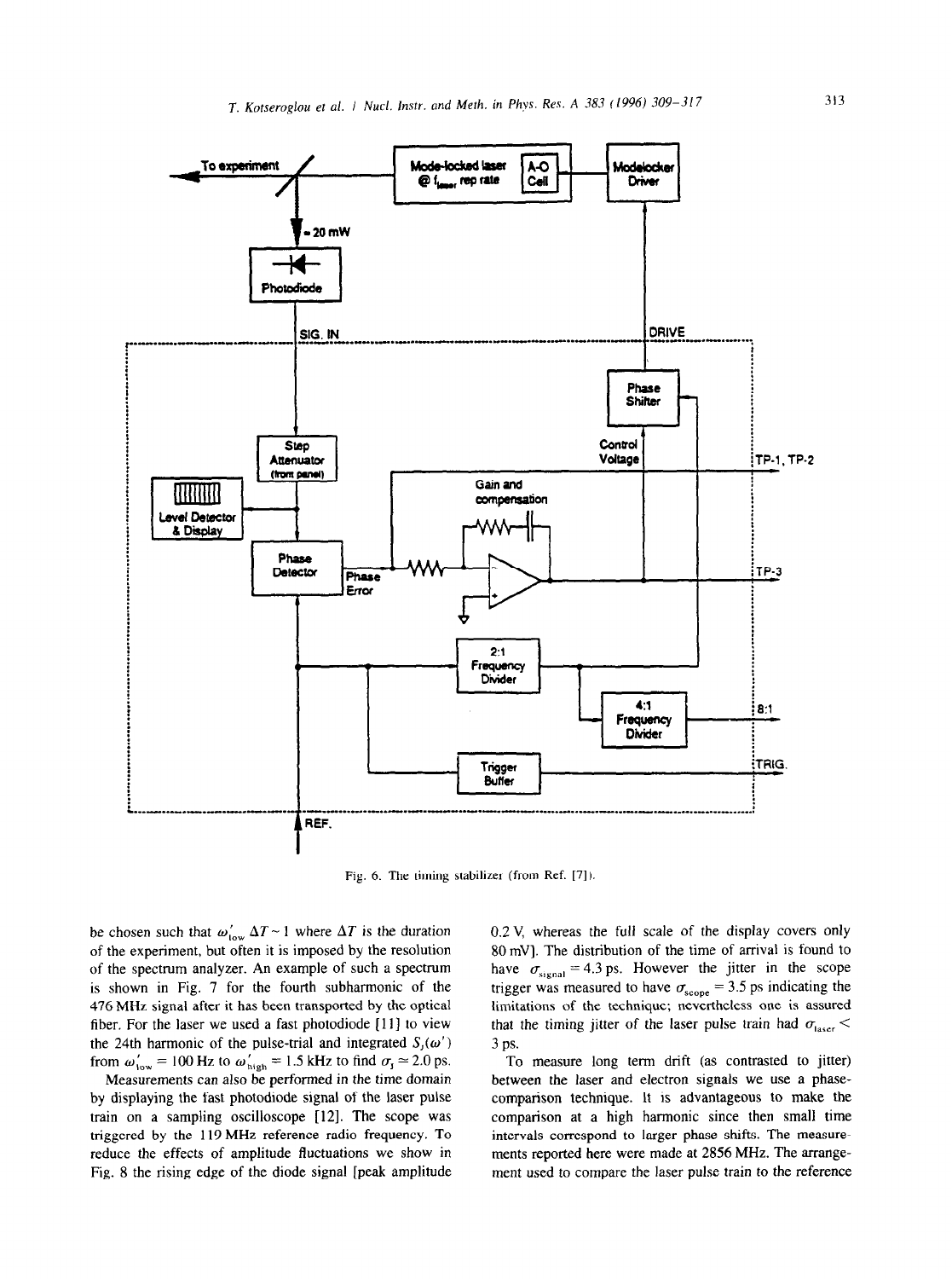Fig. 6. The timing stabilizer (from Ref. [7]).

be chosen such that $\omega'_{\mathrm{low}}\,\Delta T \sim 1$ where $\Delta T$ is the duration of the experiment, but often it is imposed by the resolution of the spectrum analyzer. An example of such a spectrum is shown in Fig. 7 for the fourth subharmonic of the 476 MHz signal after it has been transported by the optical fiber. For the laser we used a fast photodiode [11] to view the 24th harmonic of the pulse-trial and integrated $S_J(\omega')$ from $\omega'_{\mathrm{low}} = 100$ Hz to $\omega'_{\mathrm{high}} = 1.5$ kHz to find $\sigma_J \simeq 2.0$ ps.

Measurements can also be performed in the time domain by displaying the fast photodiode signal of the laser pulse train on a sampling oscilloscope [12]. The scope was triggered by the 119 MHz reference radio frequency. To reduce the effects of amplitude fluctuations we show in Fig. 8 the rising edge of the diode signal [peak amplitude 0.2 V, whereas the full scale of the display covers only 80 mV]. The distribution of the time of arrival is found to have $\sigma_{\mathrm{signal}} = 4.3$ ps. However the jitter in the scope trigger was measured to have $\sigma_{\mathrm{scope}} = 3.5$ ps indicating the limitations of the technique; nevertheless one is assured that the timing jitter of the laser pulse train had $\sigma_{\mathrm{laser}} <$ 3 ps.

To measure long term drift (as contrasted to jitter) between the laser and electron signals we use a phase-comparison technique. It is advantageous to make the comparison at a high harmonic since then small time intervals correspond to larger phase shifts. The measurements reported here were made at 2856 MHz. The arrangement used to compare the laser pulse train to the reference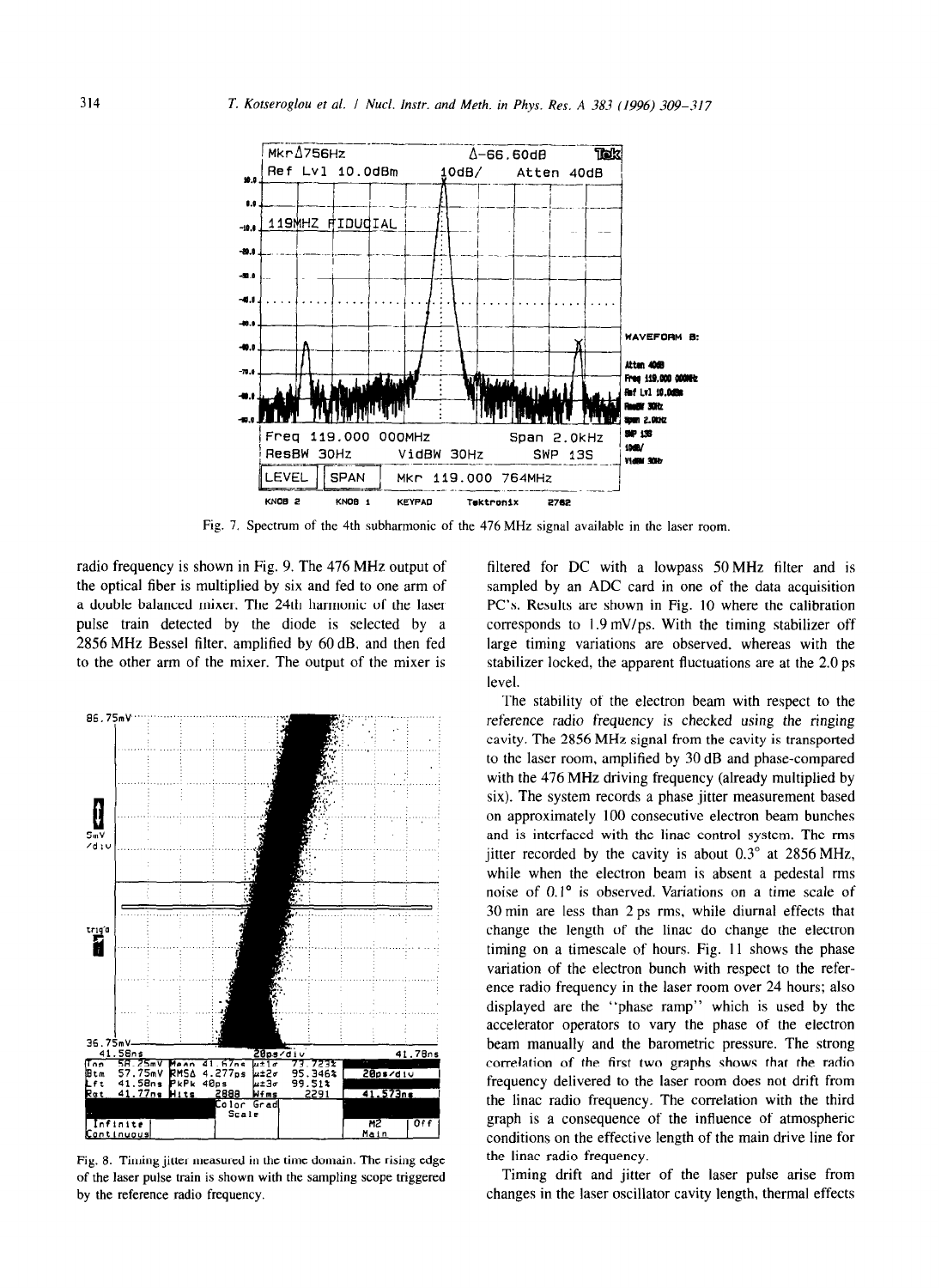Fig. 7. Spectrum of the 4th subharmonic of the 476 MHz signal available in the laser room.

radio frequency is shown in Fig. 9. The 476 MHz output of the optical fiber is multiplied by six and fed to one arm of a double balanced mixer. The 24th harmonic of the laser pulse train detected by the diode is selected by a 2856 MHz Bessel filter, amplified by 60 dB, and then fed to the other arm of the mixer. The output of the mixer is filtered for DC with a lowpass 50 MHz filter and is sampled by an ADC card in one of the data acquisition PC's. Results are shown in Fig. 10 where the calibration corresponds to 1.9 mV/ps. With the timing stabilizer off large timing variations are observed, whereas with the stabilizer locked, the apparent fluctuations are at the 2.0 ps level.

Fig. 8. Timing jitter measured in the time domain. The rising edge of the laser pulse train is shown with the sampling scope triggered by the reference radio frequency.

The stability of the electron beam with respect to the reference radio frequency is checked using the ringing cavity. The 2856 MHz signal from the cavity is transported to the laser room, amplified by 30 dB and phase-compared with the 476 MHz driving frequency (already multiplied by six). The system records a phase jitter measurement based on approximately 100 consecutive electron beam bunches and is interfaced with the linac control system. The rms jitter recorded by the cavity is about 0.3° at 2856 MHz, while when the electron beam is absent a pedestal rms noise of 0.1° is observed. Variations on a time scale of 30 min are less than 2 ps rms, while diurnal effects that change the length of the linac do change the electron timing on a timescale of hours. Fig. 11 shows the phase variation of the electron bunch with respect to the reference radio frequency in the laser room over 24 hours; also displayed are the "phase ramp" which is used by the accelerator operators to vary the phase of the electron beam manually and the barometric pressure. The strong correlation of the first two graphs shows that the radio frequency delivered to the laser room does not drift from the linac radio frequency. The correlation with the third graph is a consequence of the influence of atmospheric conditions on the effective length of the main drive line for the linac radio frequency.

Timing drift and jitter of the laser pulse arise from changes in the laser oscillator cavity length, thermal effects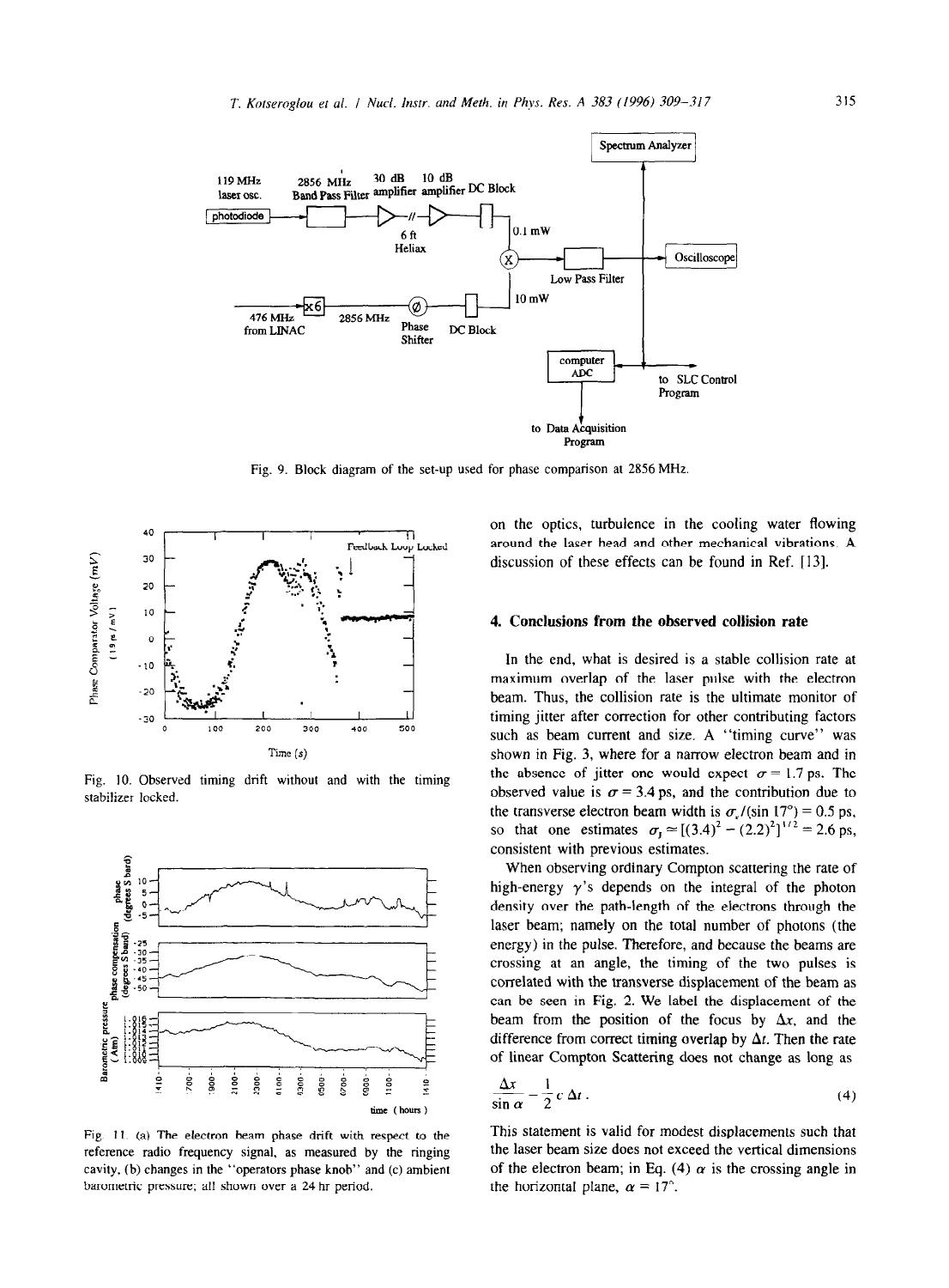Fig. 9. Block diagram of the set-up used for phase comparison at 2856 MHz.

Fig. 10. Observed timing drift without and with the timing stabilizer locked.

Fig. 11. (a) The electron beam phase drift with respect to the reference radio frequency signal, as measured by the ringing cavity, (b) changes in the "operators phase knob" and (c) ambient barometric pressure; all shown over a 24 hr period.

on the optics, turbulence in the cooling water flowing around the laser head and other mechanical vibrations. A discussion of these effects can be found in Ref. [13].

## 4. Conclusions from the observed collision rate

In the end, what is desired is a stable collision rate at maximum overlap of the laser pulse with the electron beam. Thus, the collision rate is the ultimate monitor of timing jitter after correction for other contributing factors such as beam current and size. A "timing curve" was shown in Fig. 3, where for a narrow electron beam and in the absence of jitter one would expect $\sigma = 1.7$ ps. The observed value is $\sigma = 3.4$ ps, and the contribution due to the transverse electron beam width is $\sigma_x/(\sin 17°) = 0.5$ ps, so that one estimates $\sigma_j \simeq [(3.4)^2 - (2.2)^2]^{1/2} = 2.6$ ps, consistent with previous estimates.

When observing ordinary Compton scattering the rate of high-energy $\gamma$'s depends on the integral of the photon density over the path-length of the electrons through the laser beam; namely on the total number of photons (the energy) in the pulse. Therefore, and because the beams are crossing at an angle, the timing of the two pulses is correlated with the transverse displacement of the beam as can be seen in Fig. 2. We label the displacement of the beam from the position of the focus by $\Delta x$, and the difference from correct timing overlap by $\Delta t$. Then the rate of linear Compton Scattering does not change as long as

$$\frac{\Delta x}{\sin \alpha} = \frac{1}{2} c \, \Delta t \, . \tag{4}$$

This statement is valid for modest displacements such that the laser beam size does not exceed the vertical dimensions of the electron beam; in Eq. (4) $\alpha$ is the crossing angle in the horizontal plane, $\alpha = 17°$.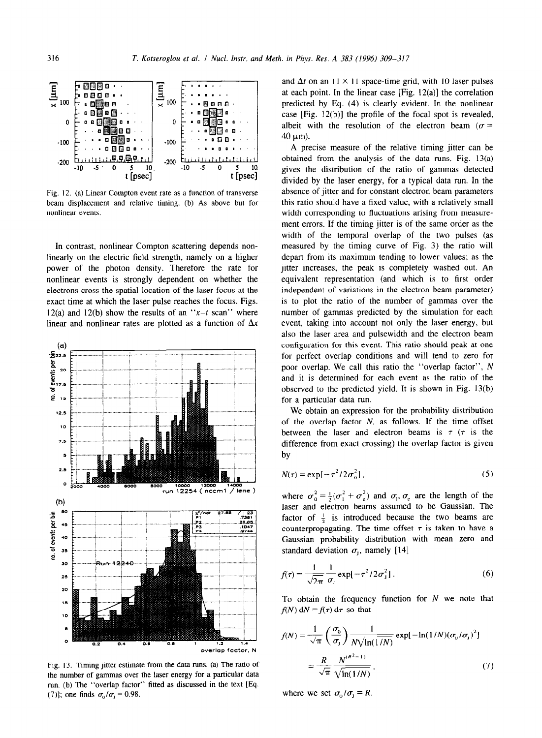Fig. 12. (a) Linear Compton event rate as a function of transverse beam displacement and relative timing. (b) As above but for nonlinear events.

In contrast, nonlinear Compton scattering depends nonlinearly on the electric field strength, namely on a higher power of the photon density. Therefore the rate for nonlinear events is strongly dependent on whether the electrons cross the spatial location of the laser focus at the exact time at which the laser pulse reaches the focus. Figs. 12(a) and 12(b) show the results of an "$x$–$t$ scan" where linear and nonlinear rates are plotted as a function of $\Delta x$ and $\Delta t$ on an 11 × 11 space-time grid, with 10 laser pulses at each point. In the linear case [Fig. 12(a)] the correlation predicted by Eq. (4) is clearly evident. In the nonlinear case [Fig. 12(b)] the profile of the focal spot is revealed, albeit with the resolution of the electron beam ($\sigma = 40\ \mu$m).

Fig. 13. Timing jitter estimate from the data runs. (a) The ratio of the number of gammas over the laser energy for a particular data run. (b) The "overlap factor" fitted as discussed in the text [Eq. (7)]; one finds $\sigma_0/\sigma_J = 0.98$.

A precise measure of the relative timing jitter can be obtained from the analysis of the data runs. Fig. 13(a) gives the distribution of the ratio of gammas detected divided by the laser energy, for a typical data run. In the absence of jitter and for constant electron beam parameters this ratio should have a fixed value, with a relatively small width corresponding to fluctuations arising from measurement errors. If the timing jitter is of the same order as the width of the temporal overlap of the two pulses (as measured by the timing curve of Fig. 3) the ratio will depart from its maximum tending to lower values; as the jitter increases, the peak is completely washed out. An equivalent representation (and which is to first order independent of variations in the electron beam parameter) is to plot the ratio of the number of gammas over the number of gammas predicted by the simulation for each event, taking into account not only the laser energy, but also the laser area and pulsewidth and the electron beam configuration for this event. This ratio should peak at one for perfect overlap conditions and will tend to zero for poor overlap. We call this ratio the "overlap factor", $N$ and it is determined for each event as the ratio of the observed to the predicted yield. It is shown in Fig. 13(b) for a particular data run.

We obtain an expression for the probability distribution of the overlap factor $N$, as follows. If the time offset between the laser and electron beams is $\tau$ ($\tau$ is the difference from exact crossing) the overlap factor is given by

$$N(\tau) = \exp[-\tau^2/2\sigma_0^2]\,. \tag{5}$$

where $\sigma_0^2 = \frac{1}{2}(\sigma_l^2 + \sigma_e^2)$ and $\sigma_l$, $\sigma_e$ are the length of the laser and electron beams assumed to be Gaussian. The factor of $\frac{1}{2}$ is introduced because the two beams are counterpropagating. The time offset $\tau$ is taken to have a Gaussian probability distribution with mean zero and standard deviation $\sigma_J$, namely [14]

$$f(\tau) = \frac{1}{\sqrt{2\pi}}\frac{1}{\sigma_J}\exp[-\tau^2/2\sigma_J^2]\,. \tag{6}$$

To obtain the frequency function for $N$ we note that $f(N)\,\mathrm{d}N = f(\tau)\,\mathrm{d}\tau$ so that

$$f(N) = \frac{1}{\sqrt{\pi}}\left(\frac{\sigma_0}{\sigma_J}\right)\frac{1}{N\sqrt{\ln(1/N)}}\exp[-\ln(1/N)(\sigma_0/\sigma_J)^2]$$

$$= \frac{R}{\sqrt{\pi}}\frac{N^{(R^2-1)}}{\sqrt{\ln(1/N)}}\,, \tag{7}$$

where we set $\sigma_0/\sigma_J = R$.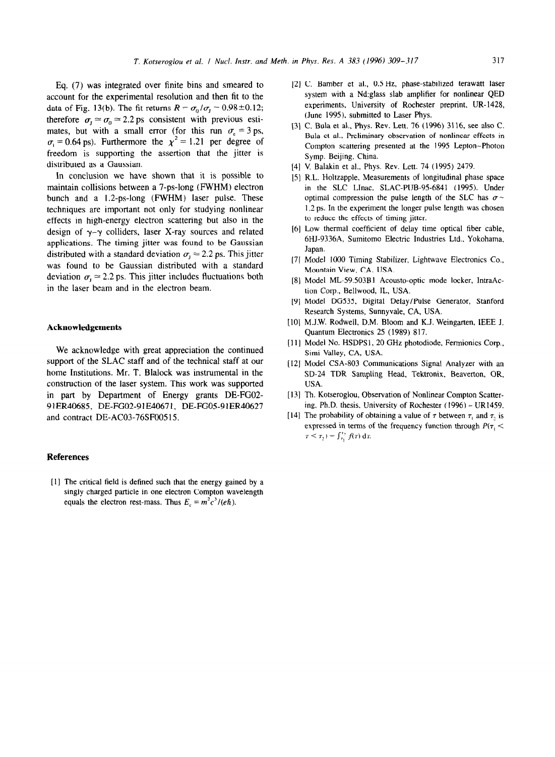Eq. (7) was integrated over finite bins and smeared to account for the experimental resolution and then fit to the data of Fig. 13(b). The fit returns $R = \sigma_0/\sigma_J = 0.98 \pm 0.12$; therefore $\sigma_J \simeq \sigma_0 \simeq 2.2$ ps consistent with previous estimates, but with a small error (for this run $\sigma_e = 3$ ps, $\sigma_1 = 0.64$ ps). Furthermore the $\chi^2 = 1.21$ per degree of freedom is supporting the assertion that the jitter is distributed as a Gaussian.

In conclusion we have shown that it is possible to maintain collisions between a 7-ps-long (FWHM) electron bunch and a 1.2-ps-long (FWHM) laser pulse. These techniques are important not only for studying nonlinear effects in high-energy electron scattering but also in the design of $\gamma$–$\gamma$ colliders, laser X-ray sources and related applications. The timing jitter was found to be Gaussian distributed with a standard deviation $\sigma_J \simeq 2.2$ ps. This jitter was found to be Gaussian distributed with a standard deviation $\sigma_J \simeq 2.2$ ps. This jitter includes fluctuations both in the laser beam and in the electron beam.

## Acknowledgements

We acknowledge with great appreciation the continued support of the SLAC staff and of the technical staff at our home Institutions. Mr. T. Blalock was instrumental in the construction of the laser system. This work was supported in part by Department of Energy grants DE-FG02-91ER40685, DE-FG02-91E40671, DE-FG05-91ER40627 and contract DE-AC03-76SF00515.

## References

[1] The critical field is defined such that the energy gained by a singly charged particle in one electron Compton wavelength equals the electron rest-mass. Thus $E_c = m^2c^3/(e\hbar)$.

[2] C. Bamber et al., 0.5 Hz, phase-stabilized terawatt laser system with a Nd:glass slab amplifier for nonlinear QED experiments, University of Rochester preprint, UR-1428, (June 1995), submitted to Laser Phys.

[3] C. Bula et al., Phys. Rev. Lett. 76 (1996) 3116, see also C. Bula et al., Preliminary observation of nonlinear effects in Compton scattering presented at the 1995 Lepton–Photon Symp. Beijing, China.

[4] V. Balakin et al., Phys. Rev. Lett. 74 (1995) 2479.

[5] R.L. Holtzapple, Measurements of longitudinal phase space in the SLC Linac, SLAC-PUB-95-6841 (1995). Under optimal compression the pulse length of the SLC has $\sigma \sim 1.2$ ps. In the experiment the longer pulse length was chosen to reduce the effects of timing jitter.

[6] Low thermal coefficient of delay time optical fiber cable, 6HJ-9336A, Sumitomo Electric Industries Ltd., Yokohama, Japan.

[7] Model 1000 Timing Stabilizer, Lightwave Electronics Co., Mountain View, CA, USA.

[8] Model ML-59.503B1 Acousto-optic mode locker, IntraAction Corp., Bellwood, IL, USA.

[9] Model DG535, Digital Delay/Pulse Generator, Stanford Research Systems, Sunnyvale, CA, USA.

[10] M.J.W. Rodwell, D.M. Bloom and K.J. Weingarten, IEEE J. Quantum Electronics 25 (1989) 817.

[11] Model No. HSDPS1, 20 GHz photodiode, Fermionics Corp., Simi Valley, CA, USA.

[12] Model CSA-803 Communications Signal Analyzer with an SD-24 TDR Sampling Head, Tektronix, Beaverton, OR, USA.

[13] Th. Kotseroglou, Observation of Nonlinear Compton Scattering, Ph.D. thesis, University of Rochester (1996) – UR1459.

[14] The probability of obtaining a value of $\tau$ between $\tau_1$ and $\tau_2$ is expressed in terms of the frequency function through $P(\tau_1 < \tau < \tau_2) = \int_{\tau_1}^{\tau_2} f(\tau)\,d\tau$.